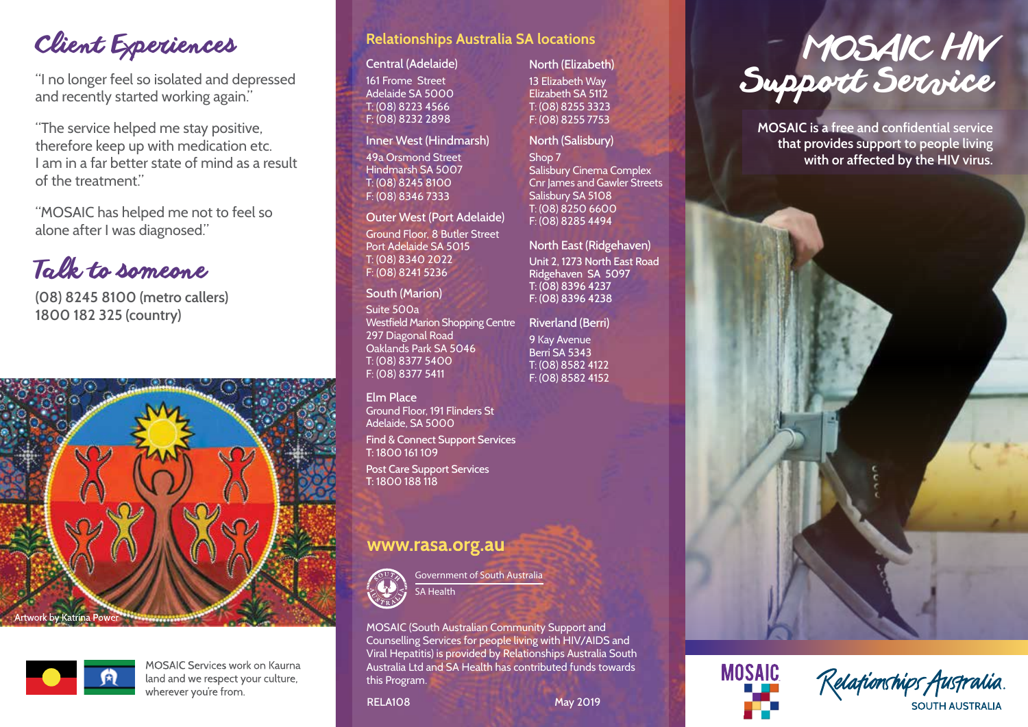# Client Experiences

"I no longer feel so isolated and depressed and recently started working again."

"The service helped me stay positive, therefore keep up with medication etc. I am in a far better state of mind as a result of the treatment."

"MOSAIC has helped me not to feel so alone after I was diagnosed."

# Talk to someone

**(08) 8245 8100 (metro callers)**
**1800 182 325 (country)**

Artwork by Katrina Power

MOSAIC Services work on Kaurna land and we respect your culture, wherever you're from.

## Relationships Australia SA locations

**Central (Adelaide)**
161 Frome Street
Adelaide SA 5000
T: (08) 8223 4566
F: (08) 8232 2898

**Inner West (Hindmarsh)**
49a Orsmond Street
Hindmarsh SA 5007
T: (08) 8245 8100
F: (08) 8346 7333

**Outer West (Port Adelaide)**
Ground Floor, 8 Butler Street
Port Adelaide SA 5015
T: (08) 8340 2022
F: (08) 8241 5236

**South (Marion)**
Suite 500a
Westfield Marion Shopping Centre
297 Diagonal Road
Oaklands Park SA 5046
T: (08) 8377 5400
F: (08) 8377 5411

**Elm Place**
Ground Floor, 191 Flinders St
Adelaide, SA 5000

**Find & Connect Support Services**
T: 1800 161 109

**Post Care Support Services**
T: 1800 188 118

**North (Elizabeth)**
13 Elizabeth Way
Elizabeth SA 5112
T: (08) 8255 3323
F: (08) 8255 7753

**North (Salisbury)**
Shop 7
Salisbury Cinema Complex
Cnr James and Gawler Streets
Salisbury SA 5108
T: (08) 8250 6600
F: (08) 8285 4494

**North East (Ridgehaven)**
Unit 2, 1273 North East Road
Ridgehaven SA 5097
T: (08) 8396 4237
F: (08) 8396 4238

**Riverland (Berri)**
9 Kay Avenue
Berri SA 5343
T: (08) 8582 4122
F: (08) 8582 4152

## www.rasa.org.au

Government of South Australia
SA Health

MOSAIC (South Australian Community Support and Counselling Services for people living with HIV/AIDS and Viral Hepatitis) is provided by Relationships Australia South Australia Ltd and SA Health has contributed funds towards this Program.

RELA108 May 2019

# MOSAIC HIV Support Service

**MOSAIC is a free and confidential service that provides support to people living with or affected by the HIV virus.**

MOSAIC

Relationships Australia
SOUTH AUSTRALIA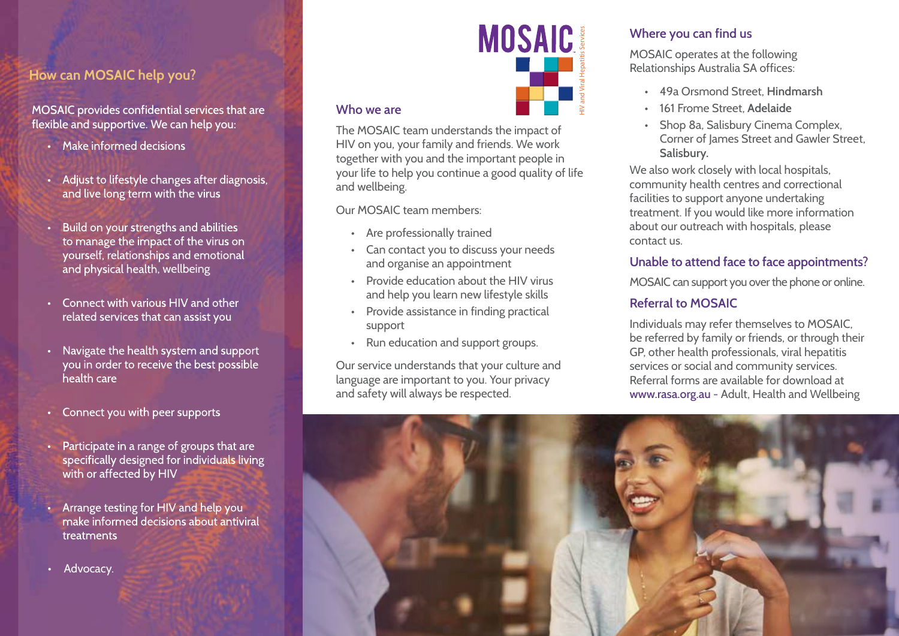## How can MOSAIC help you?

MOSAIC provides confidential services that are flexible and supportive. We can help you:

- Make informed decisions
- Adjust to lifestyle changes after diagnosis, and live long term with the virus
- Build on your strengths and abilities to manage the impact of the virus on yourself, relationships and emotional and physical health, wellbeing
- Connect with various HIV and other related services that can assist you
- Navigate the health system and support you in order to receive the best possible health care
- Connect you with peer supports
- Participate in a range of groups that are specifically designed for individuals living with or affected by HIV
- Arrange testing for HIV and help you make informed decisions about antiviral treatments
- Advocacy.

MOSAIC

HIV and Viral Hepatitis Services

## Who we are

The MOSAIC team understands the impact of HIV on you, your family and friends. We work together with you and the important people in your life to help you continue a good quality of life and wellbeing.

Our MOSAIC team members:

- Are professionally trained
- Can contact you to discuss your needs and organise an appointment
- Provide education about the HIV virus and help you learn new lifestyle skills
- Provide assistance in finding practical support
- Run education and support groups.

Our service understands that your culture and language are important to you. Your privacy and safety will always be respected.

## Where you can find us

MOSAIC operates at the following Relationships Australia SA offices:

- 49a Orsmond Street, **Hindmarsh**
- 161 Frome Street, **Adelaide**
- Shop 8a, Salisbury Cinema Complex, Corner of James Street and Gawler Street, **Salisbury.**

We also work closely with local hospitals, community health centres and correctional facilities to support anyone undertaking treatment. If you would like more information about our outreach with hospitals, please contact us.

## Unable to attend face to face appointments?

MOSAIC can support you over the phone or online.

## Referral to MOSAIC

Individuals may refer themselves to MOSAIC, be referred by family or friends, or through their GP, other health professionals, viral hepatitis services or social and community services. Referral forms are available for download at www.rasa.org.au - Adult, Health and Wellbeing